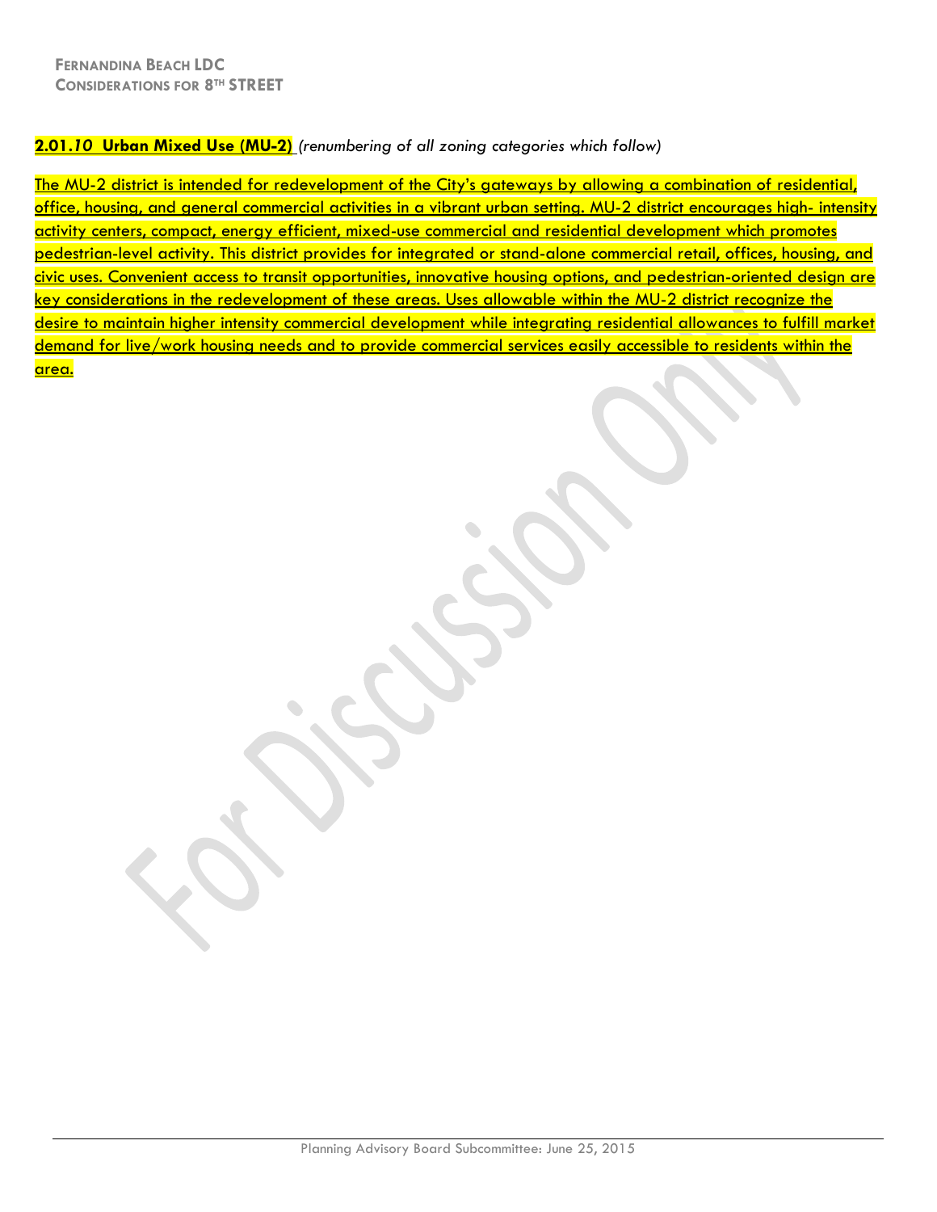## **2.01.*10* Urban Mixed Use (MU-2)** *(renumbering of all zoning categories which follow)*

The MU-2 district is intended for redevelopment of the City's gateways by allowing a combination of residential, office, housing, and general commercial activities in a vibrant urban setting. MU-2 district encourages high- intensity activity centers, compact, energy efficient, mixed-use commercial and residential development which promotes pedestrian-level activity. This district provides for integrated or stand-alone commercial retail, offices, housing, and civic uses. Convenient access to transit opportunities, innovative housing options, and pedestrian-oriented design are key considerations in the redevelopment of these areas. Uses allowable within the MU-2 district recognize the desire to maintain higher intensity commercial development while integrating residential allowances to fulfill market demand for live/work housing needs and to provide commercial services easily accessible to residents within the area.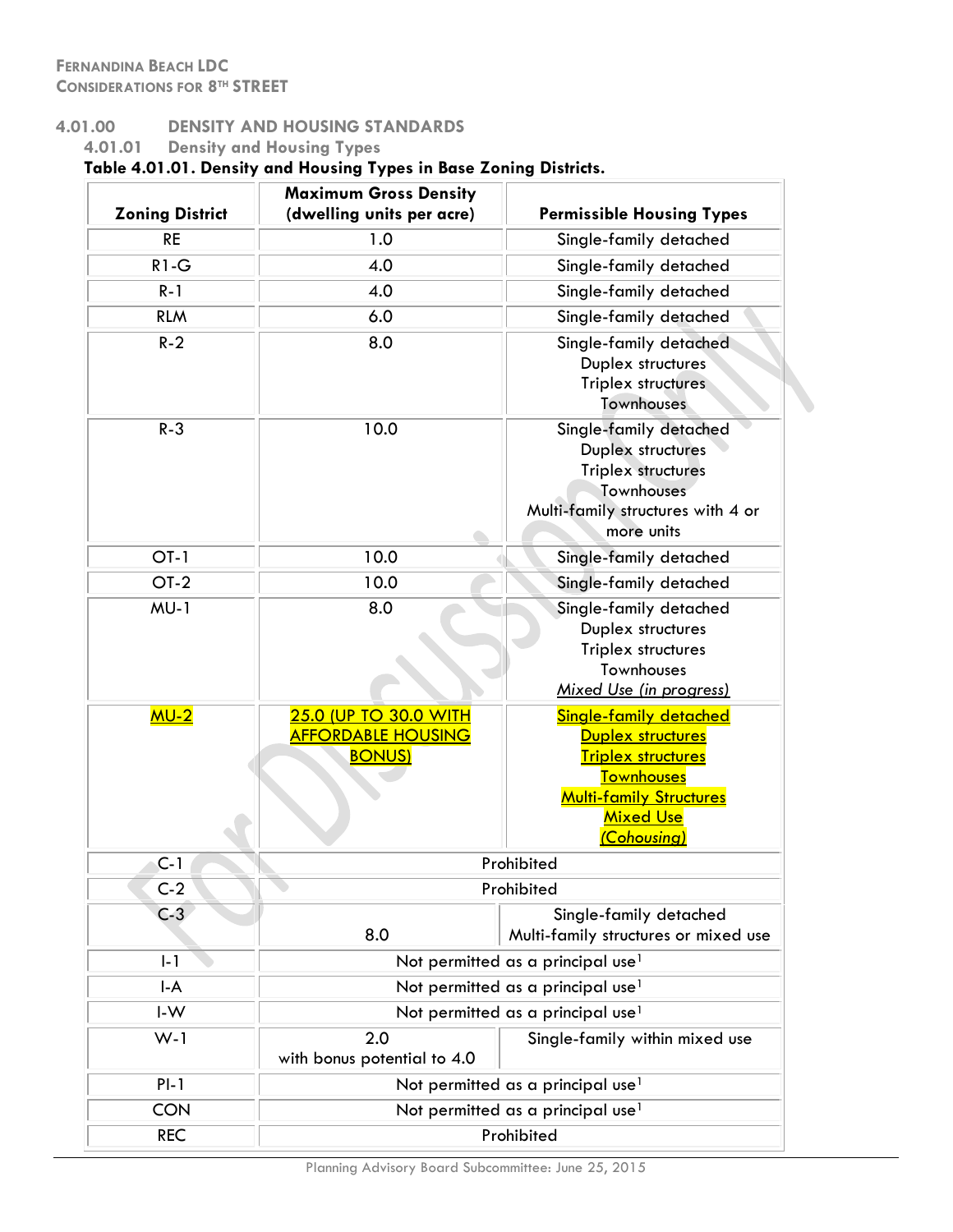## 4.01.00 DENSITY AND HOUSING STANDARDS

### 4.01.01 Density and Housing Types

**Table 4.01.01. Density and Housing Types in Base Zoning Districts.**

| Zoning District | Maximum Gross Density (dwelling units per acre) | Permissible Housing Types |
|---|---|---|
| RE | 1.0 | Single-family detached |
| R1-G | 4.0 | Single-family detached |
| R-1 | 4.0 | Single-family detached |
| RLM | 6.0 | Single-family detached |
| R-2 | 8.0 | Single-family detached<br>Duplex structures<br>Triplex structures<br>Townhouses |
| R-3 | 10.0 | Single-family detached<br>Duplex structures<br>Triplex structures<br>Townhouses<br>Multi-family structures with 4 or more units |
| OT-1 | 10.0 | Single-family detached |
| OT-2 | 10.0 | Single-family detached |
| MU-1 | 8.0 | Single-family detached<br>Duplex structures<br>Triplex structures<br>Townhouses<br>*Mixed Use (in progress)* |
| MU-2 | 25.0 (UP TO 30.0 WITH AFFORDABLE HOUSING BONUS) | Single-family detached<br>Duplex structures<br>Triplex structures<br>Townhouses<br>Multi-family Structures<br>Mixed Use<br>*(Cohousing)* |
| C-1 | Prohibited | |
| C-2 | Prohibited | |
| C-3 | 8.0 | Single-family detached<br>Multi-family structures or mixed use |
| I-1 | Not permitted as a principal use[1] | |
| I-A | Not permitted as a principal use[1] | |
| I-W | Not permitted as a principal use[1] | |
| W-1 | 2.0<br>with bonus potential to 4.0 | Single-family within mixed use |
| PI-1 | Not permitted as a principal use[1] | |
| CON | Not permitted as a principal use[1] | |
| REC | Prohibited | |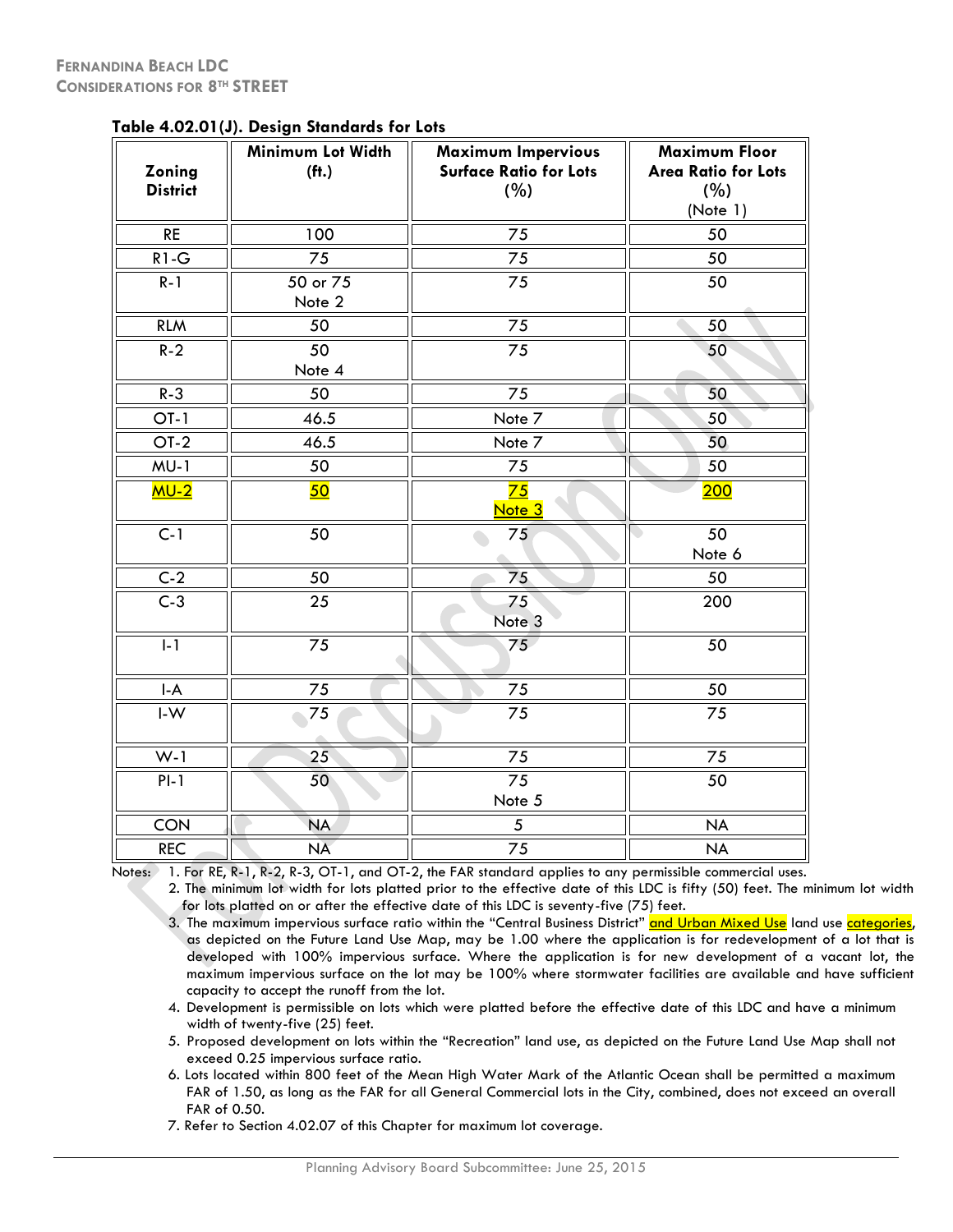**Table 4.02.01(J). Design Standards for Lots**

| Zoning District | Minimum Lot Width (ft.) | Maximum Impervious Surface Ratio for Lots (%) | Maximum Floor Area Ratio for Lots (%) (Note 1) |
|---|---|---|---|
| RE | 100 | 75 | 50 |
| R1-G | 75 | 75 | 50 |
| R-1 | 50 or 75 Note 2 | 75 | 50 |
| RLM | 50 | 75 | 50 |
| R-2 | 50 Note 4 | 75 | 50 |
| R-3 | 50 | 75 | 50 |
| OT-1 | 46.5 | Note 7 | 50 |
| OT-2 | 46.5 | Note 7 | 50 |
| MU-1 | 50 | 75 | 50 |
| MU-2 | 50 | 75 Note 3 | 200 |
| C-1 | 50 | 75 | 50 Note 6 |
| C-2 | 50 | 75 | 50 |
| C-3 | 25 | 75 Note 3 | 200 |
| I-1 | 75 | 75 | 50 |
| I-A | 75 | 75 | 50 |
| I-W | 75 | 75 | 75 |
| W-1 | 25 | 75 | 75 |
| PI-1 | 50 | 75 Note 5 | 50 |
| CON | NA | 5 | NA |
| REC | NA | 75 | NA |

Notes:

1. For RE, R-1, R-2, R-3, OT-1, and OT-2, the FAR standard applies to any permissible commercial uses.
2. The minimum lot width for lots platted prior to the effective date of this LDC is fifty (50) feet. The minimum lot width for lots platted on or after the effective date of this LDC is seventy-five (75) feet.
3. The maximum impervious surface ratio within the "Central Business District" and Urban Mixed Use land use categories, as depicted on the Future Land Use Map, may be 1.00 where the application is for redevelopment of a lot that is developed with 100% impervious surface. Where the application is for new development of a vacant lot, the maximum impervious surface on the lot may be 100% where stormwater facilities are available and have sufficient capacity to accept the runoff from the lot.
4. Development is permissible on lots which were platted before the effective date of this LDC and have a minimum width of twenty-five (25) feet.
5. Proposed development on lots within the "Recreation" land use, as depicted on the Future Land Use Map shall not exceed 0.25 impervious surface ratio.
6. Lots located within 800 feet of the Mean High Water Mark of the Atlantic Ocean shall be permitted a maximum FAR of 1.50, as long as the FAR for all General Commercial lots in the City, combined, does not exceed an overall FAR of 0.50.
7. Refer to Section 4.02.07 of this Chapter for maximum lot coverage.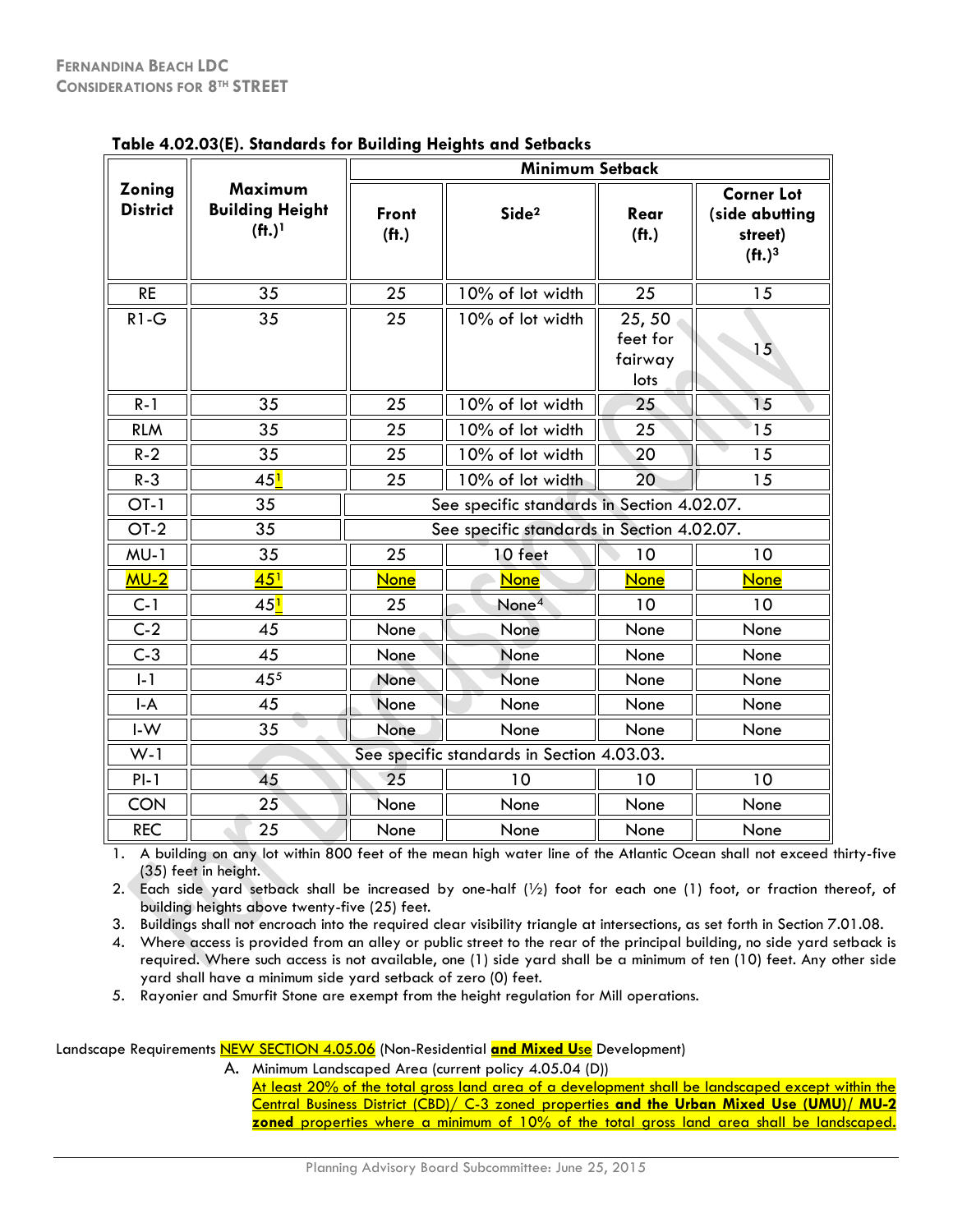**Table 4.02.03(E). Standards for Building Heights and Setbacks**

| Zoning District | Maximum Building Height (ft.)[1] | Minimum Setback | | | |
|---|---|---|---|---|---|
| | | Front (ft.) | Side[2] | Rear (ft.) | Corner Lot (side abutting street) (ft.)[3] |
| RE | 35 | 25 | 10% of lot width | 25 | 15 |
| R1-G | 35 | 25 | 10% of lot width | 25, 50 feet for fairway lots | 15 |
| R-1 | 35 | 25 | 10% of lot width | 25 | 15 |
| RLM | 35 | 25 | 10% of lot width | 25 | 15 |
| R-2 | 35 | 25 | 10% of lot width | 20 | 15 |
| R-3 | 45[1] | 25 | 10% of lot width | 20 | 15 |
| OT-1 | 35 | See specific standards in Section 4.02.07. | | | |
| OT-2 | 35 | See specific standards in Section 4.02.07. | | | |
| MU-1 | 35 | 25 | 10 feet | 10 | 10 |
| MU-2 | 45[1] | None | None | None | None |
| C-1 | 45[1] | 25 | None[4] | 10 | 10 |
| C-2 | 45 | None | None | None | None |
| C-3 | 45 | None | None | None | None |
| I-1 | 45[5] | None | None | None | None |
| I-A | 45 | None | None | None | None |
| I-W | 35 | None | None | None | None |
| W-1 | See specific standards in Section 4.03.03. | | | | |
| PI-1 | 45 | 25 | 10 | 10 | 10 |
| CON | 25 | None | None | None | None |
| REC | 25 | None | None | None | None |

1. A building on any lot within 800 feet of the mean high water line of the Atlantic Ocean shall not exceed thirty-five (35) feet in height.
2. Each side yard setback shall be increased by one-half (½) foot for each one (1) foot, or fraction thereof, of building heights above twenty-five (25) feet.
3. Buildings shall not encroach into the required clear visibility triangle at intersections, as set forth in Section 7.01.08.
4. Where access is provided from an alley or public street to the rear of the principal building, no side yard setback is required. Where such access is not available, one (1) side yard shall be a minimum of ten (10) feet. Any other side yard shall have a minimum side yard setback of zero (0) feet.
5. Rayonier and Smurfit Stone are exempt from the height regulation for Mill operations.

Landscape Requirements NEW SECTION 4.05.06 (Non-Residential **and Mixed U**se Development)

A. Minimum Landscaped Area (current policy 4.05.04 (D))

At least 20% of the total gross land area of a development shall be landscaped except within the Central Business District (CBD)/ C-3 zoned properties **and the Urban Mixed Use (UMU)/ MU-2 zoned** properties where a minimum of 10% of the total gross land area shall be landscaped.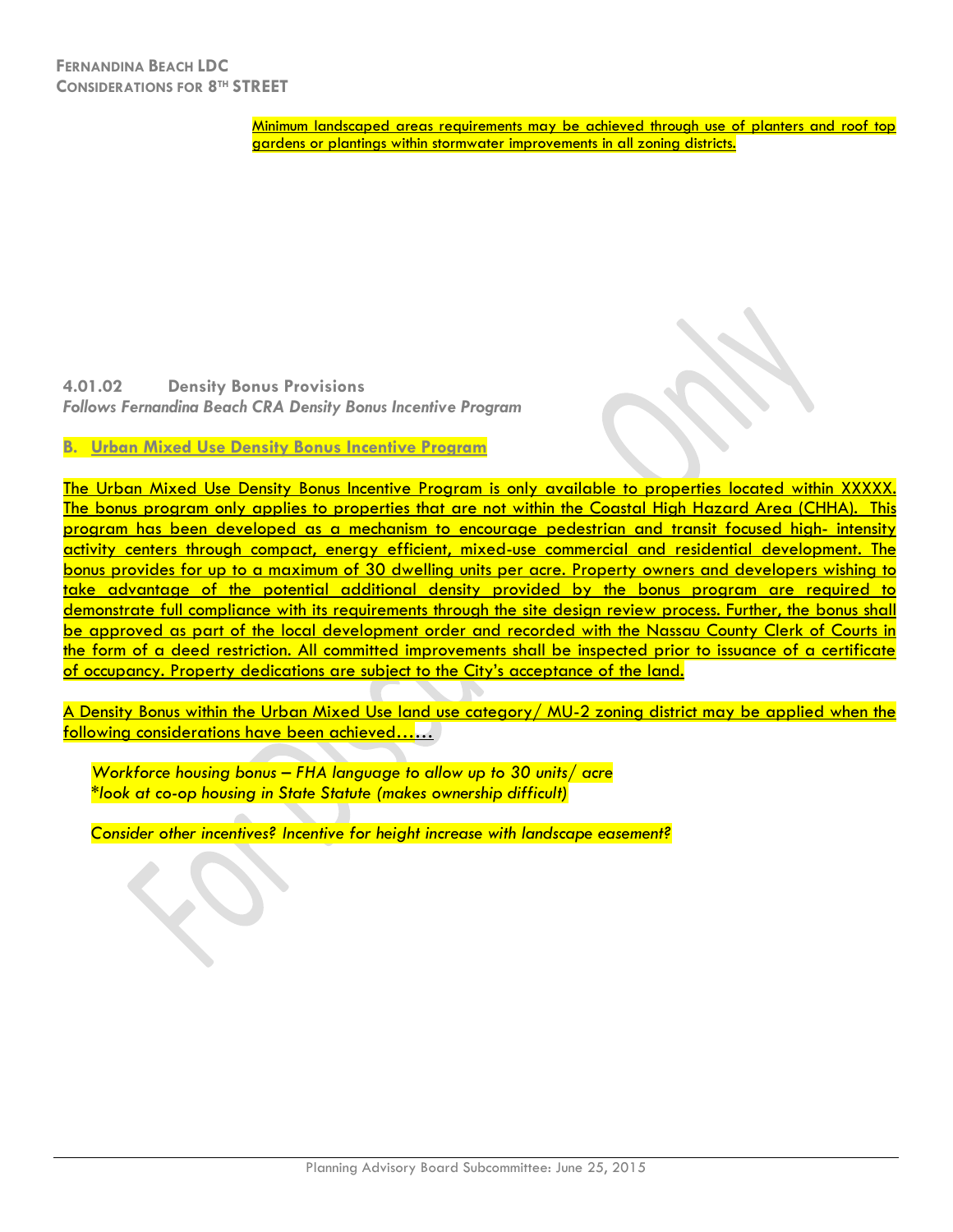Minimum landscaped areas requirements may be achieved through use of planters and roof top gardens or plantings within stormwater improvements in all zoning districts.

### 4.01.02 Density Bonus Provisions

*Follows Fernandina Beach CRA Density Bonus Incentive Program*

**B. Urban Mixed Use Density Bonus Incentive Program**

The Urban Mixed Use Density Bonus Incentive Program is only available to properties located within XXXXX. The bonus program only applies to properties that are not within the Coastal High Hazard Area (CHHA). This program has been developed as a mechanism to encourage pedestrian and transit focused high- intensity activity centers through compact, energy efficient, mixed-use commercial and residential development. The bonus provides for up to a maximum of 30 dwelling units per acre. Property owners and developers wishing to take advantage of the potential additional density provided by the bonus program are required to demonstrate full compliance with its requirements through the site design review process. Further, the bonus shall be approved as part of the local development order and recorded with the Nassau County Clerk of Courts in the form of a deed restriction. All committed improvements shall be inspected prior to issuance of a certificate of occupancy. Property dedications are subject to the City's acceptance of the land.

A Density Bonus within the Urban Mixed Use land use category/ MU-2 zoning district may be applied when the following considerations have been achieved…….

*Workforce housing bonus – FHA language to allow up to 30 units/ acre*
*\*look at co-op housing in State Statute (makes ownership difficult)*

*Consider other incentives? Incentive for height increase with landscape easement?*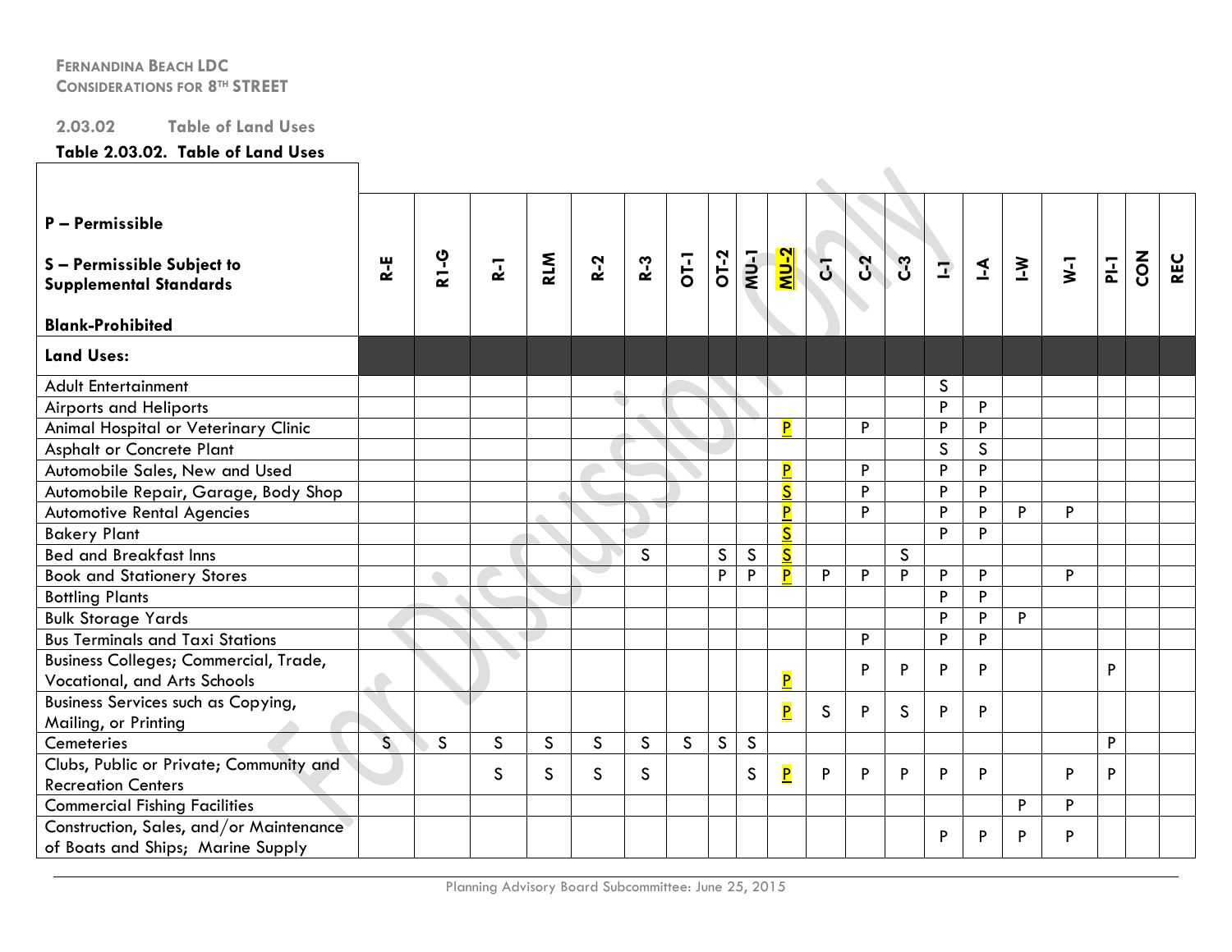FERNANDINA BEACH LDC
CONSIDERATIONS FOR 8TH STREET

2.03.02 Table of Land Uses

**Table 2.03.02. Table of Land Uses**

| P – Permissible<br><br>S – Permissible Subject to Supplemental Standards<br><br>Blank-Prohibited | R-E | R1-G | R-1 | RLM | R-2 | R-3 | OT-1 | OT-2 | MU-1 | MU-2 | C-1 | C-2 | C-3 | I-1 | I-A | I-W | W-1 | PI-1 | CON | REC |
|---|---|---|---|---|---|---|---|---|---|---|---|---|---|---|---|---|---|---|---|---|
| **Land Uses:** | | | | | | | | | | | | | | | | | | | | |
| Adult Entertainment | | | | | | | | | | | | | | S | | | | | | |
| Airports and Heliports | | | | | | | | | | | | | | P | P | | | | | |
| Animal Hospital or Veterinary Clinic | | | | | | | | | | P | | P | | P | P | | | | | |
| Asphalt or Concrete Plant | | | | | | | | | | | | | | S | S | | | | | |
| Automobile Sales, New and Used | | | | | | | | | | P | | P | | P | P | | | | | |
| Automobile Repair, Garage, Body Shop | | | | | | | | | | S | | P | | P | P | | | | | |
| Automotive Rental Agencies | | | | | | | | | | P | | P | | P | P | P | P | | | |
| Bakery Plant | | | | | | | | | | S | | | | P | P | | | | | |
| Bed and Breakfast Inns | | | | | | S | | S | S | S | | | S | | | | | | | |
| Book and Stationery Stores | | | | | | | | P | P | P | P | P | P | P | P | | P | | | |
| Bottling Plants | | | | | | | | | | | | | | P | P | | | | | |
| Bulk Storage Yards | | | | | | | | | | | | | | P | P | P | | | | |
| Bus Terminals and Taxi Stations | | | | | | | | | | | | P | | P | P | | | | | |
| Business Colleges; Commercial, Trade, Vocational, and Arts Schools | | | | | | | | | | P | | P | P | P | P | | | P | | |
| Business Services such as Copying, Mailing, or Printing | | | | | | | | | | P | S | P | S | P | P | | | | | |
| Cemeteries | S | S | S | S | S | S | S | S | S | | | | | | | | | P | | |
| Clubs, Public or Private; Community and Recreation Centers | | | S | S | S | S | | | S | P | P | P | P | P | P | | P | P | | |
| Commercial Fishing Facilities | | | | | | | | | | | | | | | | P | P | | | |
| Construction, Sales, and/or Maintenance of Boats and Ships; Marine Supply | | | | | | | | | | | | | | P | P | P | P | | | |

Planning Advisory Board Subcommittee: June 25, 2015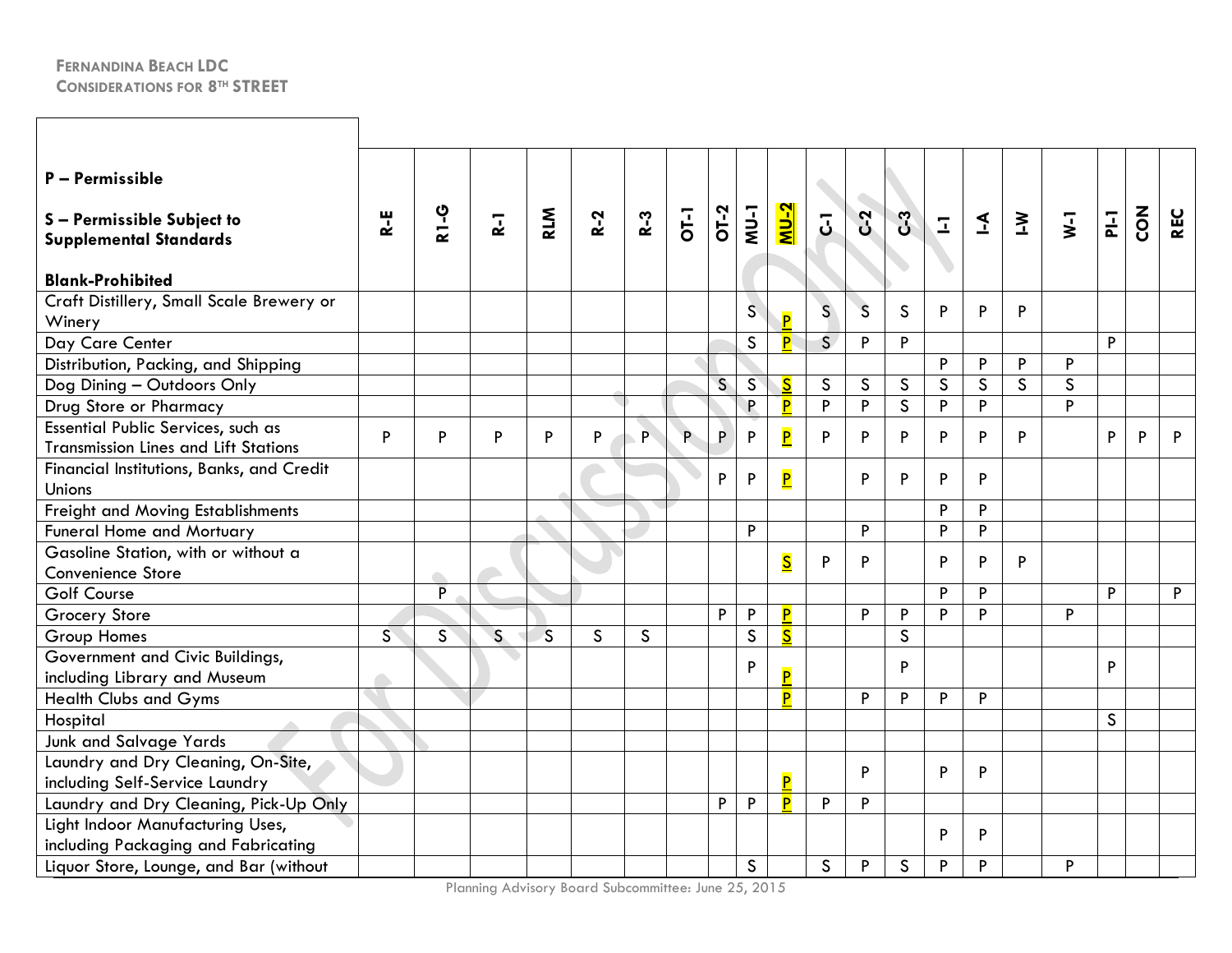**FERNANDINA BEACH LDC**
**CONSIDERATIONS FOR 8TH STREET**

| **P – Permissible**<br><br>**S – Permissible Subject to Supplemental Standards**<br><br>**Blank-Prohibited** | R-E | R1-G | R-1 | RLM | R-2 | R-3 | OT-1 | OT-2 | MU-1 | MU-2 | C-1 | C-2 | C-3 | I-1 | I-A | I-W | W-1 | PI-1 | CON | REC |
|---|---|---|---|---|---|---|---|---|---|---|---|---|---|---|---|---|---|---|---|---|
| Craft Distillery, Small Scale Brewery or Winery | | | | | | | | | S | P | S | S | S | P | P | P | | | | |
| Day Care Center | | | | | | | | | S | P | S | P | P | | | | | P | | |
| Distribution, Packing, and Shipping | | | | | | | | | | | | | | P | P | P | P | | | |
| Dog Dining – Outdoors Only | | | | | | | | S | S | S | S | S | S | S | S | S | S | | | |
| Drug Store or Pharmacy | | | | | | | | | P | P | P | P | S | P | P | | P | | | |
| Essential Public Services, such as Transmission Lines and Lift Stations | P | P | P | P | P | P | P | P | P | P | P | P | P | P | P | P | | P | P | P |
| Financial Institutions, Banks, and Credit Unions | | | | | | | | P | P | P | | P | P | P | P | | | | | |
| Freight and Moving Establishments | | | | | | | | | | | | | | P | P | | | | | |
| Funeral Home and Mortuary | | | | | | | | | P | | | P | | P | P | | | | | |
| Gasoline Station, with or without a Convenience Store | | | | | | | | | | S | P | P | | P | P | P | | | | |
| Golf Course | | P | | | | | | | | | | | | P | P | | | P | | P |
| Grocery Store | | | | | | | | P | P | P | | P | P | P | P | | P | | | |
| Group Homes | S | S | S | S | S | S | | | S | S | | | S | | | | | | | |
| Government and Civic Buildings, including Library and Museum | | | | | | | | | P | P | | | P | | | | | P | | |
| Health Clubs and Gyms | | | | | | | | | | P | | P | P | P | P | | | | | |
| Hospital | | | | | | | | | | | | | | | | | | S | | |
| Junk and Salvage Yards | | | | | | | | | | | | | | | | | | | | |
| Laundry and Dry Cleaning, On-Site, including Self-Service Laundry | | | | | | | | | | P | | P | | P | P | | | | | |
| Laundry and Dry Cleaning, Pick-Up Only | | | | | | | | P | P | P | P | P | | | | | | | | |
| Light Indoor Manufacturing Uses, including Packaging and Fabricating | | | | | | | | | | | | | | P | P | | | | | |
| Liquor Store, Lounge, and Bar (without | | | | | | | | | S | | S | P | S | P | P | | P | | | |

Planning Advisory Board Subcommittee: June 25, 2015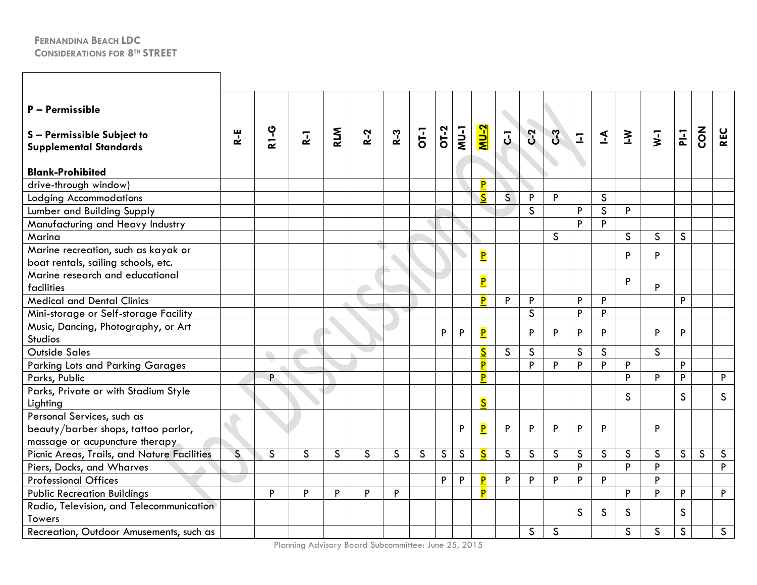| P – Permissible<br><br>S – Permissible Subject to Supplemental Standards<br><br>Blank-Prohibited | R-E | R1-G | R-1 | RLM | R-2 | R-3 | OT-1 | OT-2 | MU-1 | MU-2 | C-1 | C-2 | C-3 | I-1 | I-A | I-W | W-1 | PI-1 | CON | REC |
|---|---|---|---|---|---|---|---|---|---|---|---|---|---|---|---|---|---|---|---|---|
| drive-through window) | | | | | | | | | | P | | | | | | | | | | |
| Lodging Accommodations | | | | | | | | | | S | S | P | P | | S | | | | | |
| Lumber and Building Supply | | | | | | | | | | | | S | | P | S | P | | | | |
| Manufacturing and Heavy Industry | | | | | | | | | | | | | | P | P | | | | | |
| Marina | | | | | | | | | | | | | S | | | S | S | S | | |
| Marine recreation, such as kayak or boat rentals, sailing schools, etc. | | | | | | | | | | P | | | | | | P | P | | | |
| Marine research and educational facilities | | | | | | | | | | P | | | | | | P | P | | | |
| Medical and Dental Clinics | | | | | | | | | | P | P | P | | P | P | | | P | | |
| Mini-storage or Self-storage Facility | | | | | | | | | | | | S | | P | P | | | | | |
| Music, Dancing, Photography, or Art Studios | | | | | | | | P | P | P | | P | P | P | P | | P | P | | |
| Outside Sales | | | | | | | | | | S | S | S | | S | S | | S | | | |
| Parking Lots and Parking Garages | | | | | | | | | | P | | P | P | P | P | P | | P | | |
| Parks, Public | | P | | | | | | | | P | | | | | | P | P | P | | P |
| Parks, Private or with Stadium Style Lighting | | | | | | | | | | S | | | | | | S | | S | | S |
| Personal Services, such as beauty/barber shops, tattoo parlor, massage or acupuncture therapy | | | | | | | | | P | P | P | P | P | P | P | | P | | | |
| Picnic Areas, Trails, and Nature Facilities | S | S | S | S | S | S | S | S | S | S | S | S | S | S | S | S | S | S | S | S |
| Piers, Docks, and Wharves | | | | | | | | | | | | | | P | | P | P | | | P |
| Professional Offices | | | | | | | | P | P | P | P | P | P | P | P | | P | | | |
| Public Recreation Buildings | | P | P | P | P | P | | | | P | | | | | | P | P | P | | P |
| Radio, Television, and Telecommunication Towers | | | | | | | | | | | | | | S | S | S | | S | | |
| Recreation, Outdoor Amusements, such as | | | | | | | | | | | | S | S | | | S | S | S | | S |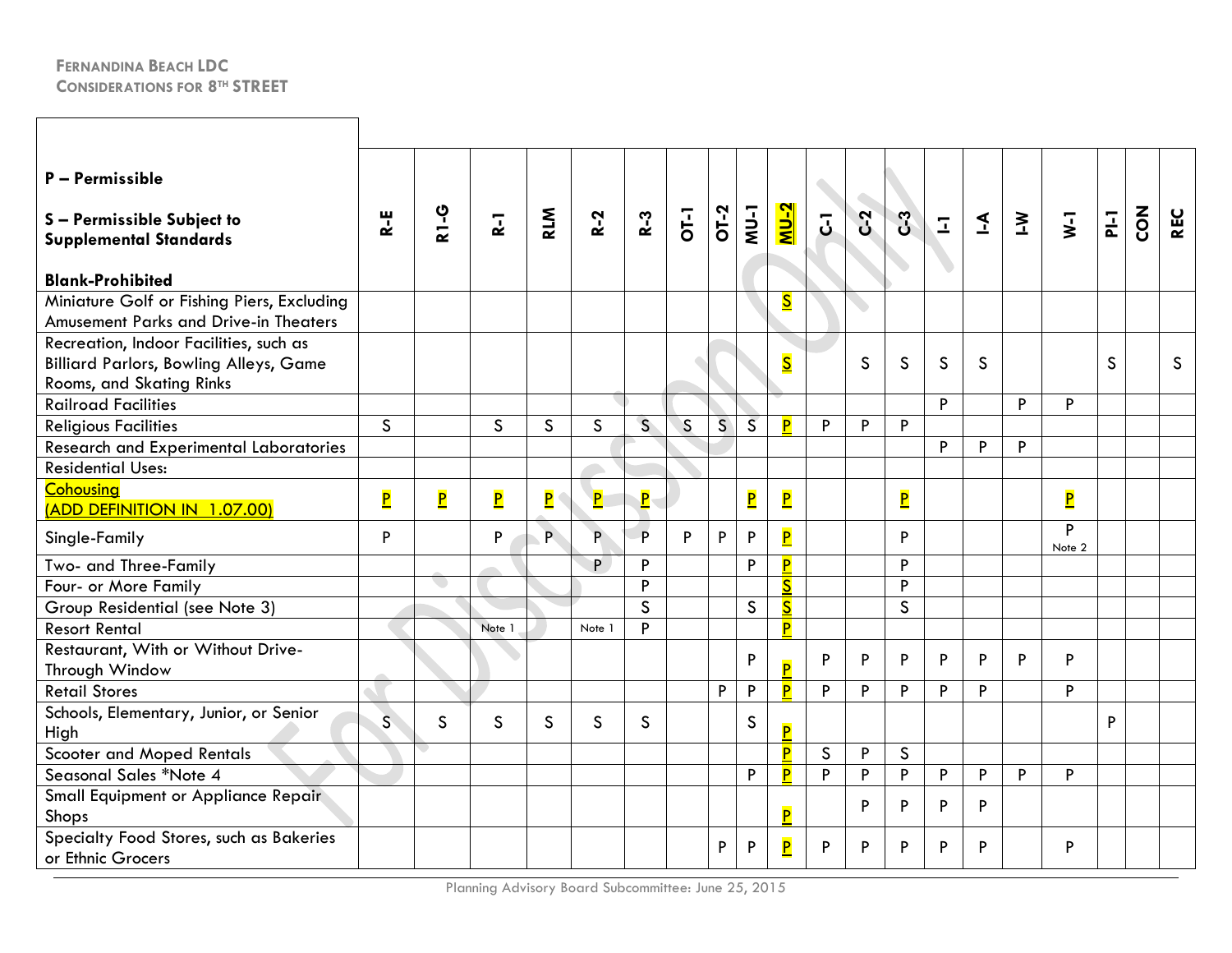| P – Permissible<br><br>S – Permissible Subject to Supplemental Standards<br><br>Blank-Prohibited | R-E | R1-G | R-1 | RLM | R-2 | R-3 | OT-1 | OT-2 | MU-1 | MU-2 | C-1 | C-2 | C-3 | I-1 | I-A | I-W | W-1 | PI-1 | CON | REC |
|---|---|---|---|---|---|---|---|---|---|---|---|---|---|---|---|---|---|---|---|---|
| Miniature Golf or Fishing Piers, Excluding Amusement Parks and Drive-in Theaters | | | | | | | | | | S | | | | | | | | | | |
| Recreation, Indoor Facilities, such as Billiard Parlors, Bowling Alleys, Game Rooms, and Skating Rinks | | | | | | | | | | S | | S | S | S | S | | | S | | S |
| Railroad Facilities | | | | | | | | | | | | | | P | | P | P | | | |
| Religious Facilities | S | | S | S | S | S | S | S | S | P | P | P | P | | | | | | | |
| Research and Experimental Laboratories | | | | | | | | | | | | | | P | P | P | | | | |
| Residential Uses: | | | | | | | | | | | | | | | | | | | | |
| Cohousing (ADD DEFINITION IN 1.07.00) | P | P | P | P | P | P | | | P | P | | | P | | | | P | | | |
| Single-Family | P | | P | P | P | P | P | P | P | P | | | P | | | | P Note 2 | | | |
| Two- and Three-Family | | | | | P | P | | | P | P | | | P | | | | | | | |
| Four- or More Family | | | | | | P | | | | S | | | P | | | | | | | |
| Group Residential (see Note 3) | | | | | | S | | | S | S | | | S | | | | | | | |
| Resort Rental | | | Note 1 | | Note 1 | P | | | | P | | | | | | | | | | |
| Restaurant, With or Without Drive-Through Window | | | | | | | | | P | P | P | P | P | P | P | P | P | | | |
| Retail Stores | | | | | | | | P | P | P | P | P | P | P | P | | P | | | |
| Schools, Elementary, Junior, or Senior High | S | S | S | S | S | S | | | S | P | | | | | | | | P | | |
| Scooter and Moped Rentals | | | | | | | | | | P | S | P | S | | | | | | | |
| Seasonal Sales *Note 4 | | | | | | | | | P | P | P | P | P | P | P | P | P | | | |
| Small Equipment or Appliance Repair Shops | | | | | | | | | | P | | P | P | P | P | | | | | |
| Specialty Food Stores, such as Bakeries or Ethnic Grocers | | | | | | | | P | P | P | P | P | P | P | P | | P | | | |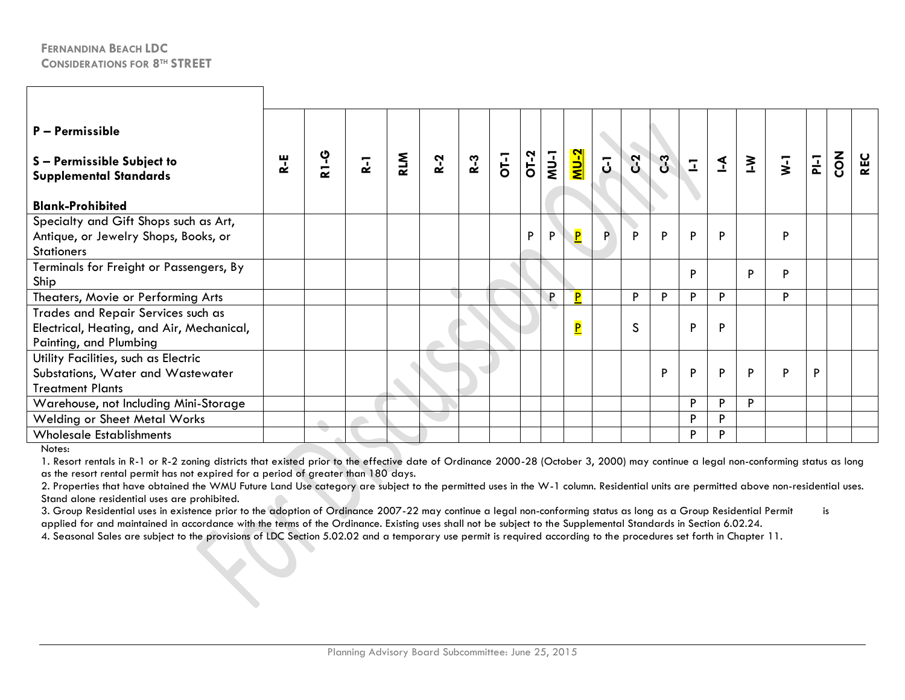**FERNANDINA BEACH LDC**
**CONSIDERATIONS FOR 8TH STREET**

| P – Permissible<br><br>S – Permissible Subject to Supplemental Standards<br><br>Blank-Prohibited | R-E | R1-G | R-1 | RLM | R-2 | R-3 | OT-1 | OT-2 | MU-1 | MU-2 | C-1 | C-2 | C-3 | I-1 | I-A | I-W | W-1 | PI-1 | CON | REC |
|---|---|---|---|---|---|---|---|---|---|---|---|---|---|---|---|---|---|---|---|---|
| Specialty and Gift Shops such as Art, Antique, or Jewelry Shops, Books, or Stationers | | | | | | | | P | P | P | P | P | P | P | P | | P | | | |
| Terminals for Freight or Passengers, By Ship | | | | | | | | | | | | | | P | | P | P | | | |
| Theaters, Movie or Performing Arts | | | | | | | | | P | P | | P | P | P | P | | P | | | |
| Trades and Repair Services such as Electrical, Heating, and Air, Mechanical, Painting, and Plumbing | | | | | | | | | | P | | S | | P | P | | | | | |
| Utility Facilities, such as Electric Substations, Water and Wastewater Treatment Plants | | | | | | | | | | | | | P | P | P | P | P | P | | |
| Warehouse, not Including Mini-Storage | | | | | | | | | | | | | | P | P | P | | | | |
| Welding or Sheet Metal Works | | | | | | | | | | | | | | P | P | | | | | |
| Wholesale Establishments | | | | | | | | | | | | | | P | P | | | | | |

Notes:

1. Resort rentals in R-1 or R-2 zoning districts that existed prior to the effective date of Ordinance 2000-28 (October 3, 2000) may continue a legal non-conforming status as long as the resort rental permit has not expired for a period of greater than 180 days.
2. Properties that have obtained the WMU Future Land Use category are subject to the permitted uses in the W-1 column. Residential units are permitted above non-residential uses. Stand alone residential uses are prohibited.
3. Group Residential uses in existence prior to the adoption of Ordinance 2007-22 may continue a legal non-conforming status as long as a Group Residential Permit is applied for and maintained in accordance with the terms of the Ordinance. Existing uses shall not be subject to the Supplemental Standards in Section 6.02.24.
4. Seasonal Sales are subject to the provisions of LDC Section 5.02.02 and a temporary use permit is required according to the procedures set forth in Chapter 11.

Planning Advisory Board Subcommittee: June 25, 2015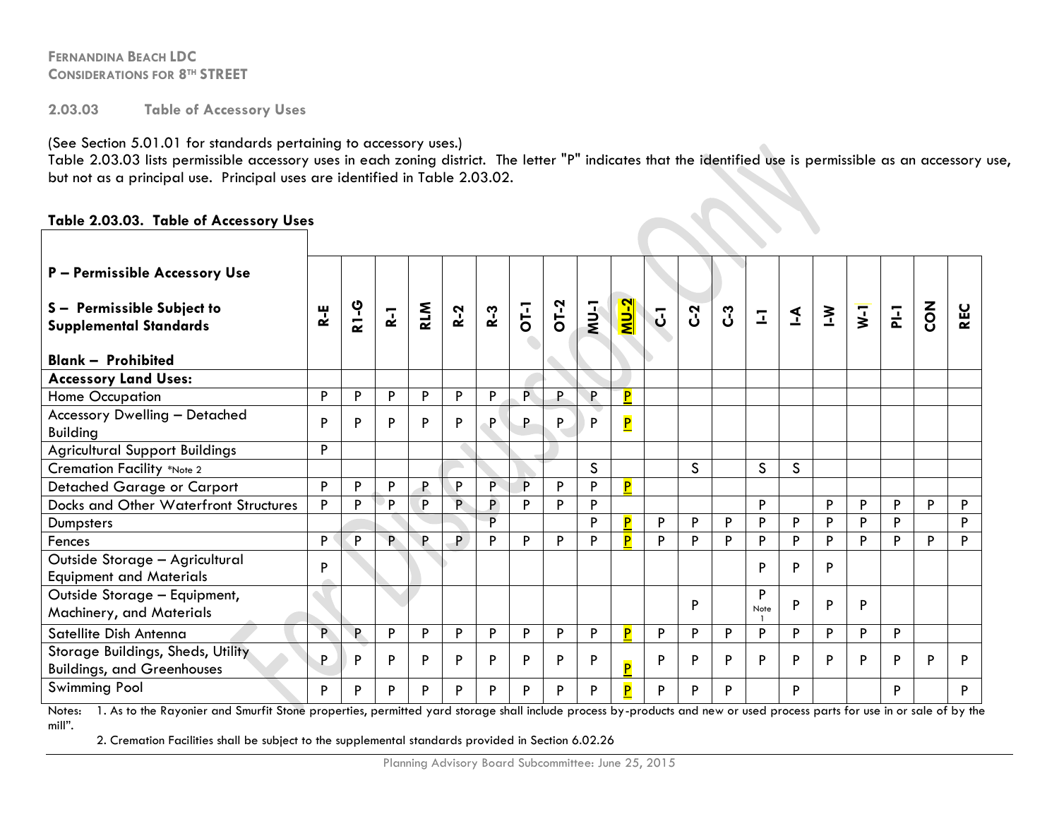## 2.03.03 Table of Accessory Uses

(See Section 5.01.01 for standards pertaining to accessory uses.)
Table 2.03.03 lists permissible accessory uses in each zoning district. The letter "P" indicates that the identified use is permissible as an accessory use, but not as a principal use. Principal uses are identified in Table 2.03.02.

**Table 2.03.03. Table of Accessory Uses**

| **P – Permissible Accessory Use**<br><br>**S – Permissible Subject to Supplemental Standards**<br><br>**Blank – Prohibited** | **R-E** | **R1-G** | **R-1** | **RLM** | **R-2** | **R-3** | **OT-1** | **OT-2** | **MU-1** | **MU-2** | **C-1** | **C-2** | **C-3** | **I-1** | **I-A** | **I-W** | **W-1** | **PI-1** | **CON** | **REC** |
|---|---|---|---|---|---|---|---|---|---|---|---|---|---|---|---|---|---|---|---|---|
| **Accessory Land Uses:** | | | | | | | | | | | | | | | | | | | | |
| Home Occupation | P | P | P | P | P | P | P | P | P | P | | | | | | | | | | |
| Accessory Dwelling – Detached Building | P | P | P | P | P | P | P | P | P | P | | | | | | | | | | |
| Agricultural Support Buildings | P | | | | | | | | | | | | | | | | | | | |
| Cremation Facility *Note 2 | | | | | | | | | S | | | S | | S | S | | | | | |
| Detached Garage or Carport | P | P | P | P | P | P | P | P | P | P | | | | | | | | | | |
| Docks and Other Waterfront Structures | P | P | P | P | P | P | P | P | P | | | | | P | | P | P | P | P | P |
| Dumpsters | | | | | | P | | | P | P | P | P | P | P | P | P | P | P | | P |
| Fences | P | P | P | P | P | P | P | P | P | P | P | P | P | P | P | P | P | P | P | P |
| Outside Storage – Agricultural Equipment and Materials | P | | | | | | | | | | | | | P | P | P | | | | |
| Outside Storage – Equipment, Machinery, and Materials | | | | | | | | | | | | P | | P Note 1 | P | P | P | | | |
| Satellite Dish Antenna | P | P | P | P | P | P | P | P | P | P | P | P | P | P | P | P | P | P | | |
| Storage Buildings, Sheds, Utility Buildings, and Greenhouses | P | P | P | P | P | P | P | P | P | P | P | P | P | P | P | P | P | P | P | P |
| Swimming Pool | P | P | P | P | P | P | P | P | P | P | P | P | P | | P | | | P | | P |

Notes: 1. As to the Rayonier and Smurfit Stone properties, permitted yard storage shall include process by-products and new or used process parts for use in or sale of by the mill".

2. Cremation Facilities shall be subject to the supplemental standards provided in Section 6.02.26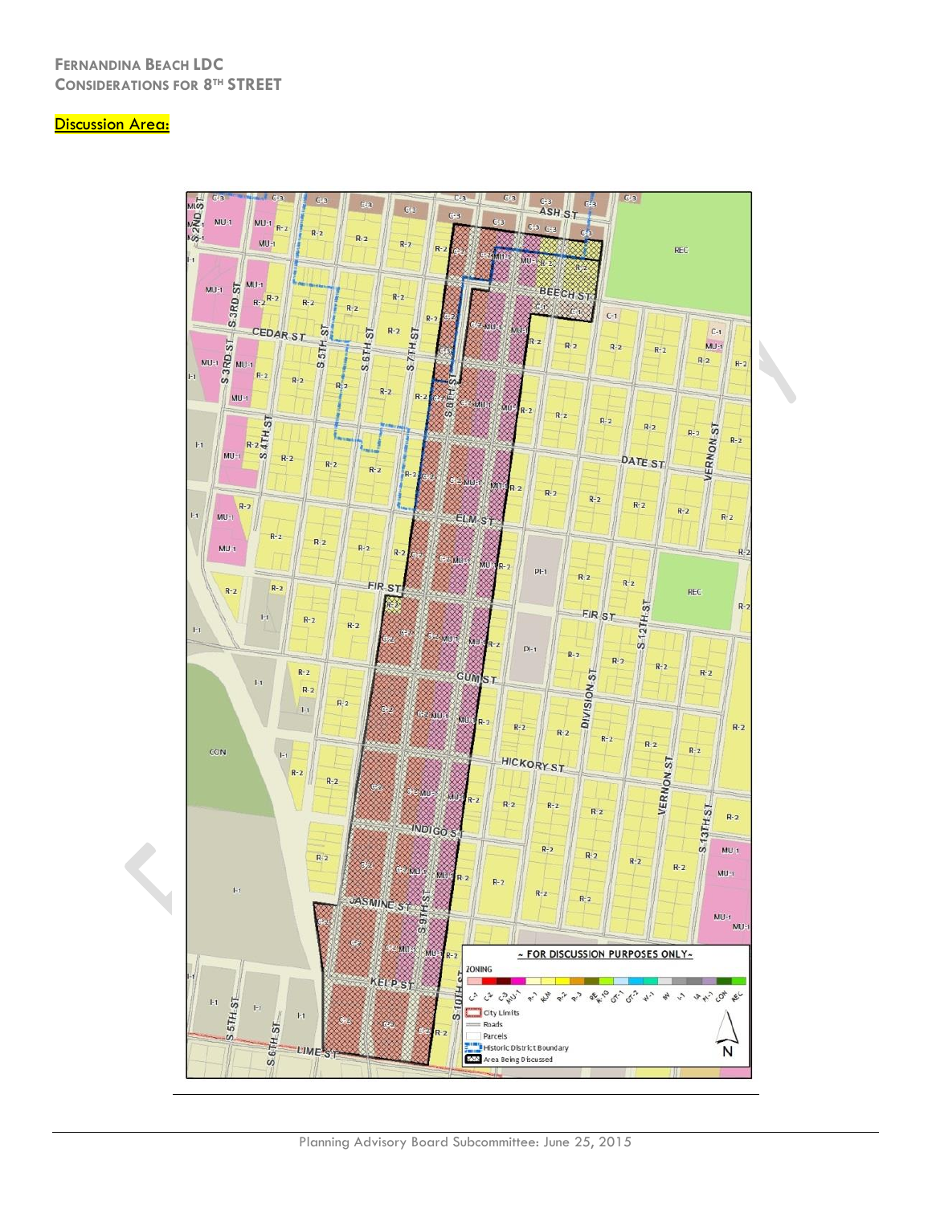Discussion Area: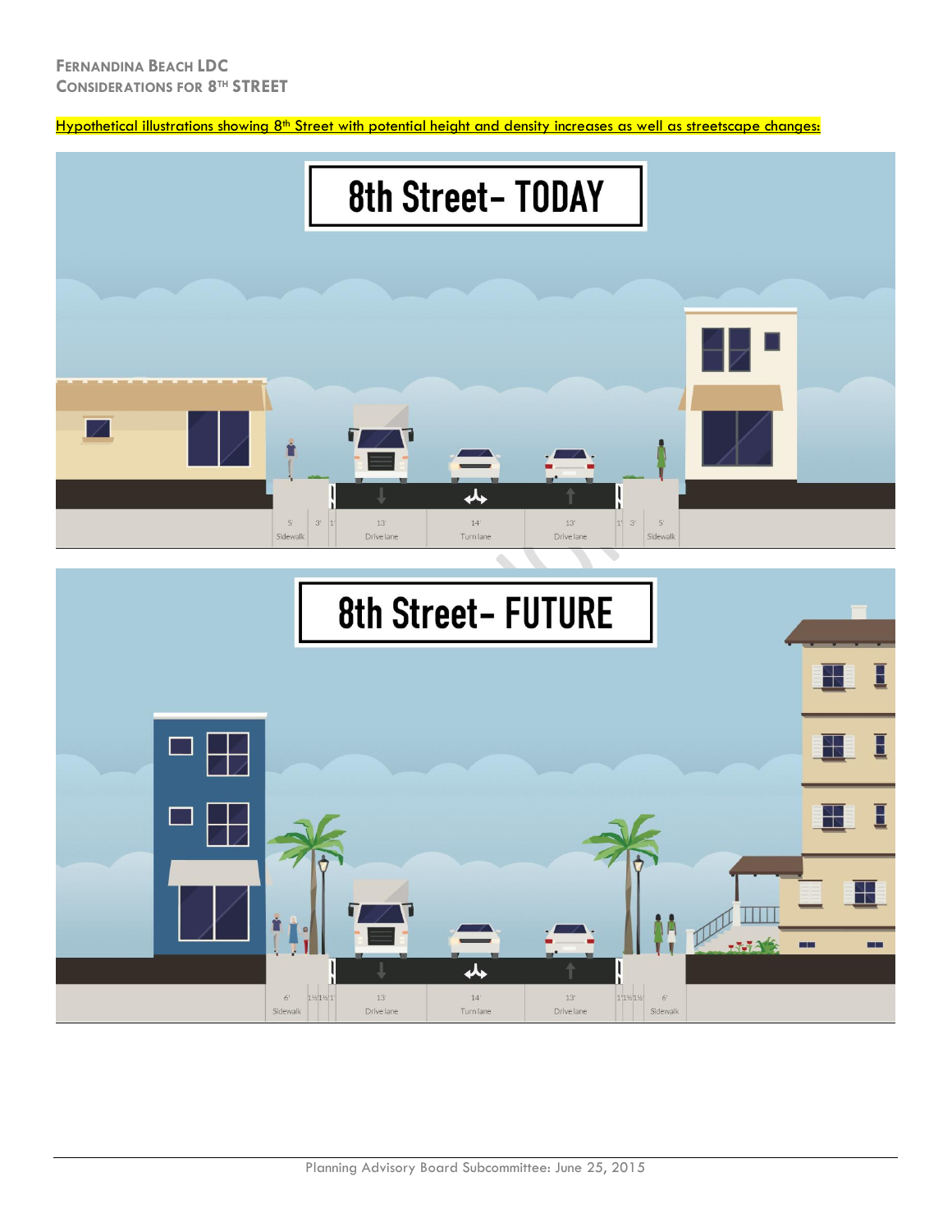Hypothetical illustrations showing 8th Street with potential height and density increases as well as streetscape changes:

8th Street- TODAY

5' Sidewalk
3'
1'
13' Drive lane
14' Turn lane
13' Drive lane
1'
3'
5' Sidewalk

8th Street- FUTURE

6' Sidewalk
1½'
1½'
1'
13' Drive lane
14' Turn lane
13' Drive lane
1'
1½'
1½'
6' Sidewalk